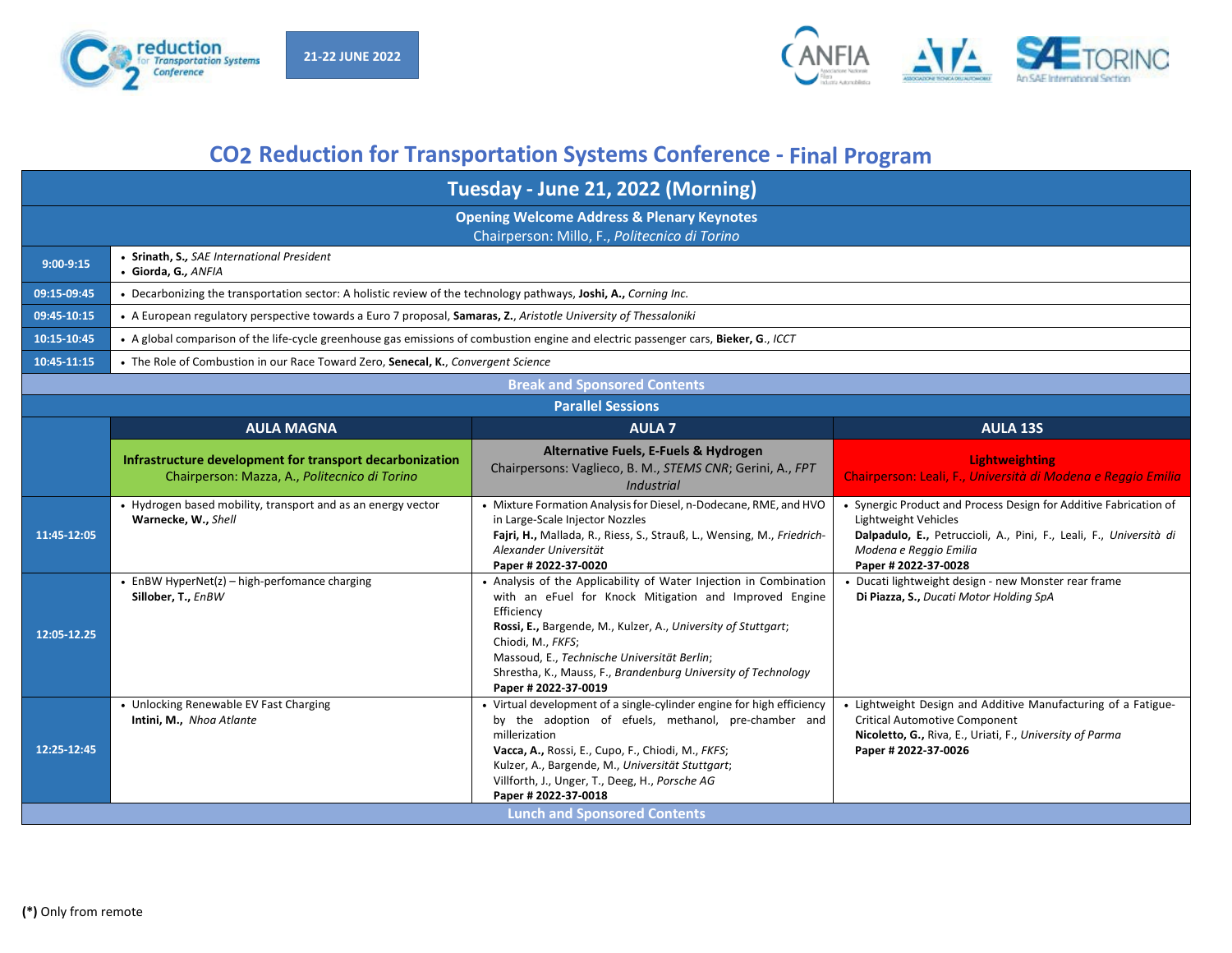21-22 JUNE 2022

# CO2 Reduction for Transportation Systems Conference - Final Program

## Tuesday - June 21, 2022 (Morning)

**Opening Welcome Address & Plenary Keynotes**
Chairperson: Millo, F., *Politecnico di Torino*

| Time | Program |
|---|---|
| 9:00-9:15 | • **Srinath, S.,** *SAE International President* • **Giorda, G.,** *ANFIA* |
| 09:15-09:45 | • Decarbonizing the transportation sector: A holistic review of the technology pathways, **Joshi, A.,** *Corning Inc.* |
| 09:45-10:15 | • A European regulatory perspective towards a Euro 7 proposal, **Samaras, Z.**, *Aristotle University of Thessaloniki* |
| 10:15-10:45 | • A global comparison of the life-cycle greenhouse gas emissions of combustion engine and electric passenger cars, **Bieker, G**., *ICCT* |
| 10:45-11:15 | • The Role of Combustion in our Race Toward Zero, **Senecal, K.**, *Convergent Science* |

**Break and Sponsored Contents**

**Parallel Sessions**

| | AULA MAGNA | AULA 7 | AULA 13S |
|---|---|---|---|
| | **Infrastructure development for transport decarbonization** Chairperson: Mazza, A., *Politecnico di Torino* | **Alternative Fuels, E-Fuels & Hydrogen** Chairpersons: Vaglieco, B. M., *STEMS CNR*; Gerini, A., *FPT Industrial* | **Lightweighting** Chairperson: Leali, F., *Università di Modena e Reggio Emilia* |
| 11:45-12:05 | • Hydrogen based mobility, transport and as an energy vector **Warnecke, W.,** *Shell* | • Mixture Formation Analysis for Diesel, n-Dodecane, RME, and HVO in Large-Scale Injector Nozzles **Fajri, H.,** Mallada, R., Riess, S., Strauß, L., Wensing, M., *Friedrich-Alexander Universität* **Paper # 2022-37-0020** | • Synergic Product and Process Design for Additive Fabrication of Lightweight Vehicles **Dalpadulo, E.,** Petruccioli, A., Pini, F., Leali, F., *Università di Modena e Reggio Emilia* **Paper # 2022-37-0028** |
| 12:05-12.25 | • EnBW HyperNet(z) – high-perfomance charging **Sillober, T.,** *EnBW* | • Analysis of the Applicability of Water Injection in Combination with an eFuel for Knock Mitigation and Improved Engine Efficiency **Rossi, E.,** Bargende, M., Kulzer, A., *University of Stuttgart*; Chiodi, M., *FKFS*; Massoud, E., *Technische Universität Berlin*; Shrestha, K., Mauss, F., *Brandenburg University of Technology* **Paper # 2022-37-0019** | • Ducati lightweight design - new Monster rear frame **Di Piazza, S.,** *Ducati Motor Holding SpA* |
| 12:25-12:45 | • Unlocking Renewable EV Fast Charging **Intini, M.,** *Nhoa Atlante* | • Virtual development of a single-cylinder engine for high efficiency by the adoption of efuels, methanol, pre-chamber and millerization **Vacca, A.,** Rossi, E., Cupo, F., Chiodi, M., *FKFS*; Kulzer, A., Bargende, M., *Universität Stuttgart*; Villforth, J., Unger, T., Deeg, H., *Porsche AG* **Paper # 2022-37-0018** | • Lightweight Design and Additive Manufacturing of a Fatigue-Critical Automotive Component **Nicoletto, G.,** Riva, E., Uriati, F., *University of Parma* **Paper # 2022-37-0026** |

**Lunch and Sponsored Contents**

**(*)** Only from remote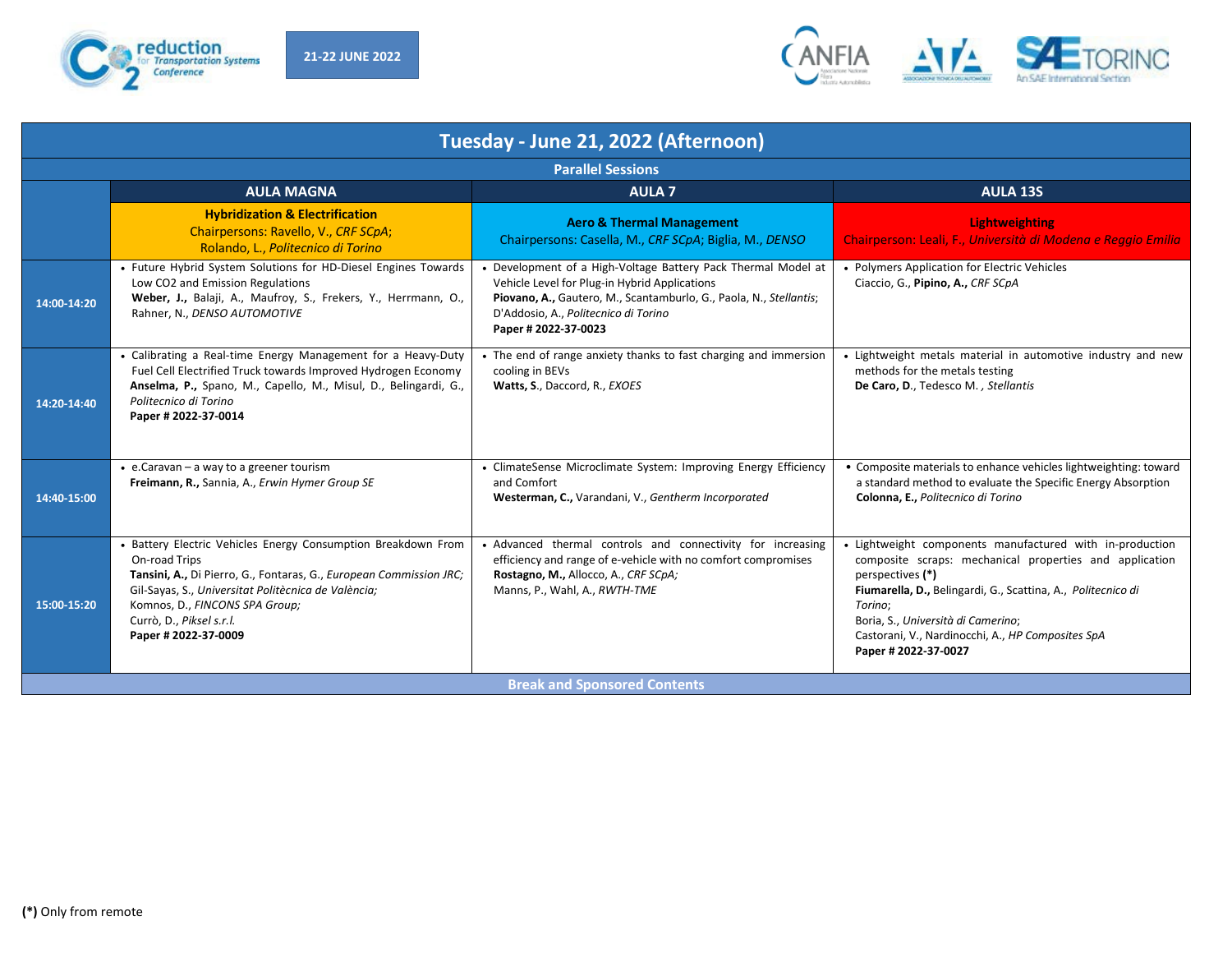# Tuesday - June 21, 2022 (Afternoon)

## Parallel Sessions

| | AULA MAGNA | AULA 7 | AULA 13S |
|---|---|---|---|
| | **Hybridization & Electrification**<br>Chairpersons: Ravello, V., *CRF SCpA*;<br>Rolando, L., *Politecnico di Torino* | **Aero & Thermal Management**<br>Chairpersons: Casella, M., *CRF SCpA*; Biglia, M., *DENSO* | **Lightweighting**<br>Chairperson: Leali, F., *Università di Modena e Reggio Emilia* |
| **14:00-14:20** | • Future Hybrid System Solutions for HD-Diesel Engines Towards Low CO2 and Emission Regulations<br>**Weber, J.,** Balaji, A., Maufroy, S., Frekers, Y., Herrmann, O., Rahner, N., *DENSO AUTOMOTIVE* | • Development of a High-Voltage Battery Pack Thermal Model at Vehicle Level for Plug-in Hybrid Applications<br>**Piovano, A.,** Gautero, M., Scantamburlo, G., Paola, N., *Stellantis*; D'Addosio, A., *Politecnico di Torino*<br>**Paper # 2022-37-0023** | • Polymers Application for Electric Vehicles<br>Ciaccio, G., **Pipino, A.,** *CRF SCpA* |
| **14:20-14:40** | • Calibrating a Real-time Energy Management for a Heavy-Duty Fuel Cell Electrified Truck towards Improved Hydrogen Economy<br>**Anselma, P.,** Spano, M., Capello, M., Misul, D., Belingardi, G., *Politecnico di Torino*<br>**Paper # 2022-37-0014** | • The end of range anxiety thanks to fast charging and immersion cooling in BEVs<br>**Watts, S.**, Daccord, R., *EXOES* | • Lightweight metals material in automotive industry and new methods for the metals testing<br>**De Caro, D.**, Tedesco M. , *Stellantis* |
| **14:40-15:00** | • e.Caravan – a way to a greener tourism<br>**Freimann, R.,** Sannia, A., *Erwin Hymer Group SE* | • ClimateSense Microclimate System: Improving Energy Efficiency and Comfort<br>**Westerman, C.,** Varandani, V., *Gentherm Incorporated* | • Composite materials to enhance vehicles lightweighting: toward a standard method to evaluate the Specific Energy Absorption<br>**Colonna, E.,** *Politecnico di Torino* |
| **15:00-15:20** | • Battery Electric Vehicles Energy Consumption Breakdown From On-road Trips<br>**Tansini, A.,** Di Pierro, G., Fontaras, G., *European Commission JRC;* Gil-Sayas, S., *Universitat Politècnica de València;* Komnos, D., *FINCONS SPA Group;* Currò, D., *Piksel s.r.l.*<br>**Paper # 2022-37-0009** | • Advanced thermal controls and connectivity for increasing efficiency and range of e-vehicle with no comfort compromises<br>**Rostagno, M.,** Allocco, A., *CRF SCpA;* Manns, P., Wahl, A., *RWTH-TME* | • Lightweight components manufactured with in-production composite scraps: mechanical properties and application perspectives **(*)**<br>**Fiumarella, D.,** Belingardi, G., Scattina, A., *Politecnico di Torino*; Boria, S., *Università di Camerino*; Castorani, V., Nardinocchi, A., *HP Composites SpA*<br>**Paper # 2022-37-0027** |
| | **Break and Sponsored Contents** | | |

**(*)** Only from remote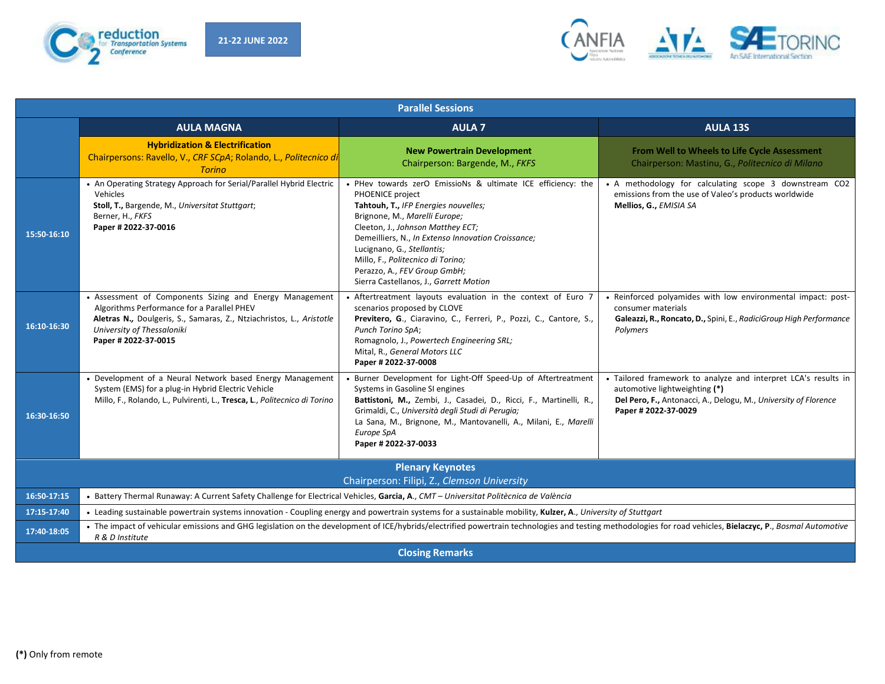CO2 reduction for Transportation Systems Conference — 21-22 JUNE 2022

| Parallel Sessions | | | |
|---|---|---|---|
| | **AULA MAGNA** | **AULA 7** | **AULA 13S** |
| | **Hybridization & Electrification** Chairpersons: Ravello, V., *CRF SCpA*; Rolando, L., *Politecnico di Torino* | **New Powertrain Development** Chairperson: Bargende, M., *FKFS* | **From Well to Wheels to Life Cycle Assessment** Chairperson: Mastinu, G., *Politecnico di Milano* |
| **15:50-16:10** | • An Operating Strategy Approach for Serial/Parallel Hybrid Electric Vehicles **Stoll, T.,** Bargende, M., *Universitat Stuttgart*; Berner, H., *FKFS* **Paper # 2022-37-0016** | • PHev towards zerO EmissioNs & ultimate ICE efficiency: the PHOENICE project **Tahtouh, T.,** *IFP Energies nouvelles;* Brignone, M., *Marelli Europe;* Cleeton, J., *Johnson Matthey ECT;* Demeilliers, N., *In Extenso Innovation Croissance;* Lucignano, G., *Stellantis;* Millo, F., *Politecnico di Torino;* Perazzo, A., *FEV Group GmbH;* Sierra Castellanos, J., *Garrett Motion* | • A methodology for calculating scope 3 downstream CO2 emissions from the use of Valeo's products worldwide **Mellios, G.,** *EMISIA SA* |
| **16:10-16:30** | • Assessment of Components Sizing and Energy Management Algorithms Performance for a Parallel PHEV **Aletras N.,** Doulgeris, S., Samaras, Z., Ntziachristos, L., *Aristotle University of Thessaloniki* **Paper # 2022-37-0015** | • Aftertreatment layouts evaluation in the context of Euro 7 scenarios proposed by CLOVE **Previtero, G**., Ciaravino, C., Ferreri, P., Pozzi, C., Cantore, S., *Punch Torino SpA*; Romagnolo, J., *Powertech Engineering SRL;* Mital, R., *General Motors LLC* **Paper # 2022-37-0008** | • Reinforced polyamides with low environmental impact: post-consumer materials **Galeazzi, R., Roncato, D.,** Spini, E., *RadiciGroup High Performance Polymers* |
| **16:30-16:50** | • Development of a Neural Network based Energy Management System (EMS) for a plug-in Hybrid Electric Vehicle Millo, F., Rolando, L., Pulvirenti, L., **Tresca, L**., *Politecnico di Torino* | • Burner Development for Light-Off Speed-Up of Aftertreatment Systems in Gasoline SI engines **Battistoni, M.,** Zembi, J., Casadei, D., Ricci, F., Martinelli, R., Grimaldi, C., *Università degli Studi di Perugia;* La Sana, M., Brignone, M., Mantovanelli, A., Milani, E., *Marelli Europe SpA* **Paper # 2022-37-0033** | • Tailored framework to analyze and interpret LCA's results in automotive lightweighting **(*)** **Del Pero, F.,** Antonacci, A., Delogu, M., *University of Florence* **Paper # 2022-37-0029** |
| | **Plenary Keynotes** Chairperson: Filipi, Z., *Clemson University* | | |
| **16:50-17:15** | • Battery Thermal Runaway: A Current Safety Challenge for Electrical Vehicles, **Garcia, A.**, *CMT – Universitat Politècnica de València* | | |
| **17:15-17:40** | • Leading sustainable powertrain systems innovation - Coupling energy and powertrain systems for a sustainable mobility, **Kulzer, A.**, *University of Stuttgart* | | |
| **17:40-18:05** | • The impact of vehicular emissions and GHG legislation on the development of ICE/hybrids/electrified powertrain technologies and testing methodologies for road vehicles, **Bielaczyc, P**., *Bosmal Automotive R & D Institute* | | |
| | **Closing Remarks** | | |

**(*)** Only from remote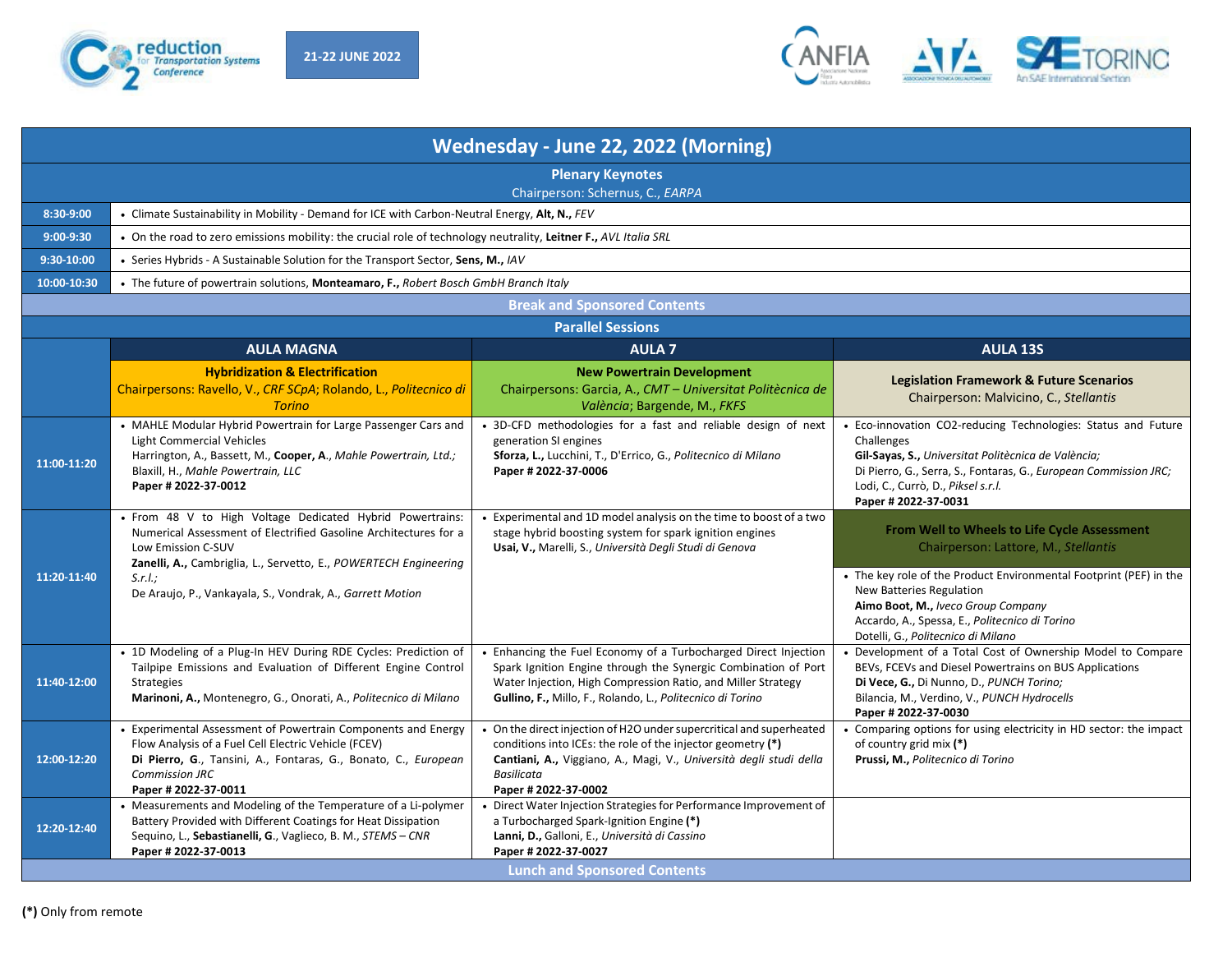21-22 JUNE 2022

# Wednesday - June 22, 2022 (Morning)

## Plenary Keynotes

Chairperson: Schernus, C., *EARPA*

| Time | Session |
|---|---|
| 8:30-9:00 | • Climate Sustainability in Mobility - Demand for ICE with Carbon-Neutral Energy, **Alt, N.,** *FEV* |
| 9:00-9:30 | • On the road to zero emissions mobility: the crucial role of technology neutrality, **Leitner F.,** *AVL Italia SRL* |
| 9:30-10:00 | • Series Hybrids - A Sustainable Solution for the Transport Sector, **Sens, M.,** *IAV* |
| 10:00-10:30 | • The future of powertrain solutions, **Monteamaro, F.,** *Robert Bosch GmbH Branch Italy* |

**Break and Sponsored Contents**

## Parallel Sessions

| | AULA MAGNA | AULA 7 | AULA 13S |
|---|---|---|---|
| | **Hybridization & Electrification**<br>Chairpersons: Ravello, V., *CRF SCpA*; Rolando, L., *Politecnico di Torino* | **New Powertrain Development**<br>Chairpersons: Garcia, A., *CMT – Universitat Politècnica de València*; Bargende, M., *FKFS* | **Legislation Framework & Future Scenarios**<br>Chairperson: Malvicino, C., *Stellantis* |
| 11:00-11:20 | • MAHLE Modular Hybrid Powertrain for Large Passenger Cars and Light Commercial Vehicles<br>Harrington, A., Bassett, M., **Cooper, A.**, *Mahle Powertrain, Ltd.;*<br>Blaxill, H., *Mahle Powertrain, LLC*<br>**Paper # 2022-37-0012** | • 3D-CFD methodologies for a fast and reliable design of next generation SI engines<br>**Sforza, L.,** Lucchini, T., D'Errico, G., *Politecnico di Milano*<br>**Paper # 2022-37-0006** | • Eco-innovation CO2-reducing Technologies: Status and Future Challenges<br>**Gil-Sayas, S.,** *Universitat Politècnica de València;*<br>Di Pierro, G., Serra, S., Fontaras, G., *European Commission JRC;*<br>Lodi, C., Currò, D., *Piksel s.r.l.*<br>**Paper # 2022-37-0031** |
| | | | **From Well to Wheels to Life Cycle Assessment**<br>Chairperson: Lattore, M., *Stellantis* |
| 11:20-11:40 | • From 48 V to High Voltage Dedicated Hybrid Powertrains: Numerical Assessment of Electrified Gasoline Architectures for a Low Emission C-SUV<br>**Zanelli, A.,** Cambriglia, L., Servetto, E., *POWERTECH Engineering S.r.l.;*<br>De Araujo, P., Vankayala, S., Vondrak, A., *Garrett Motion* | • Experimental and 1D model analysis on the time to boost of a two stage hybrid boosting system for spark ignition engines<br>**Usai, V.,** Marelli, S., *Università Degli Studi di Genova* | • The key role of the Product Environmental Footprint (PEF) in the New Batteries Regulation<br>**Aimo Boot, M.,** *Iveco Group Company*<br>Accardo, A., Spessa, E., *Politecnico di Torino*<br>Dotelli, G., *Politecnico di Milano* |
| 11:40-12:00 | • 1D Modeling of a Plug-In HEV During RDE Cycles: Prediction of Tailpipe Emissions and Evaluation of Different Engine Control Strategies<br>**Marinoni, A.,** Montenegro, G., Onorati, A., *Politecnico di Milano* | • Enhancing the Fuel Economy of a Turbocharged Direct Injection Spark Ignition Engine through the Synergic Combination of Port Water Injection, High Compression Ratio, and Miller Strategy<br>**Gullino, F.,** Millo, F., Rolando, L., *Politecnico di Torino* | • Development of a Total Cost of Ownership Model to Compare BEVs, FCEVs and Diesel Powertrains on BUS Applications<br>**Di Vece, G.,** Di Nunno, D., *PUNCH Torino;*<br>Bilancia, M., Verdino, V., *PUNCH Hydrocells*<br>**Paper # 2022-37-0030** |
| 12:00-12:20 | • Experimental Assessment of Powertrain Components and Energy Flow Analysis of a Fuel Cell Electric Vehicle (FCEV)<br>**Di Pierro, G**., Tansini, A., Fontaras, G., Bonato, C., *European Commission JRC*<br>**Paper # 2022-37-0011** | • On the direct injection of H2O under supercritical and superheated conditions into ICEs: the role of the injector geometry **(*)**<br>**Cantiani, A.,** Viggiano, A., Magi, V., *Università degli studi della Basilicata*<br>**Paper # 2022-37-0002** | • Comparing options for using electricity in HD sector: the impact of country grid mix **(*)**<br>**Prussi, M.,** *Politecnico di Torino* |
| 12:20-12:40 | • Measurements and Modeling of the Temperature of a Li-polymer Battery Provided with Different Coatings for Heat Dissipation<br>Sequino, L., **Sebastianelli, G.**, Vaglieco, B. M., *STEMS – CNR*<br>**Paper # 2022-37-0013** | • Direct Water Injection Strategies for Performance Improvement of a Turbocharged Spark-Ignition Engine **(*)**<br>**Lanni, D.,** Galloni, E., *Università di Cassino*<br>**Paper # 2022-37-0027** | |

**Lunch and Sponsored Contents**

**(*)** Only from remote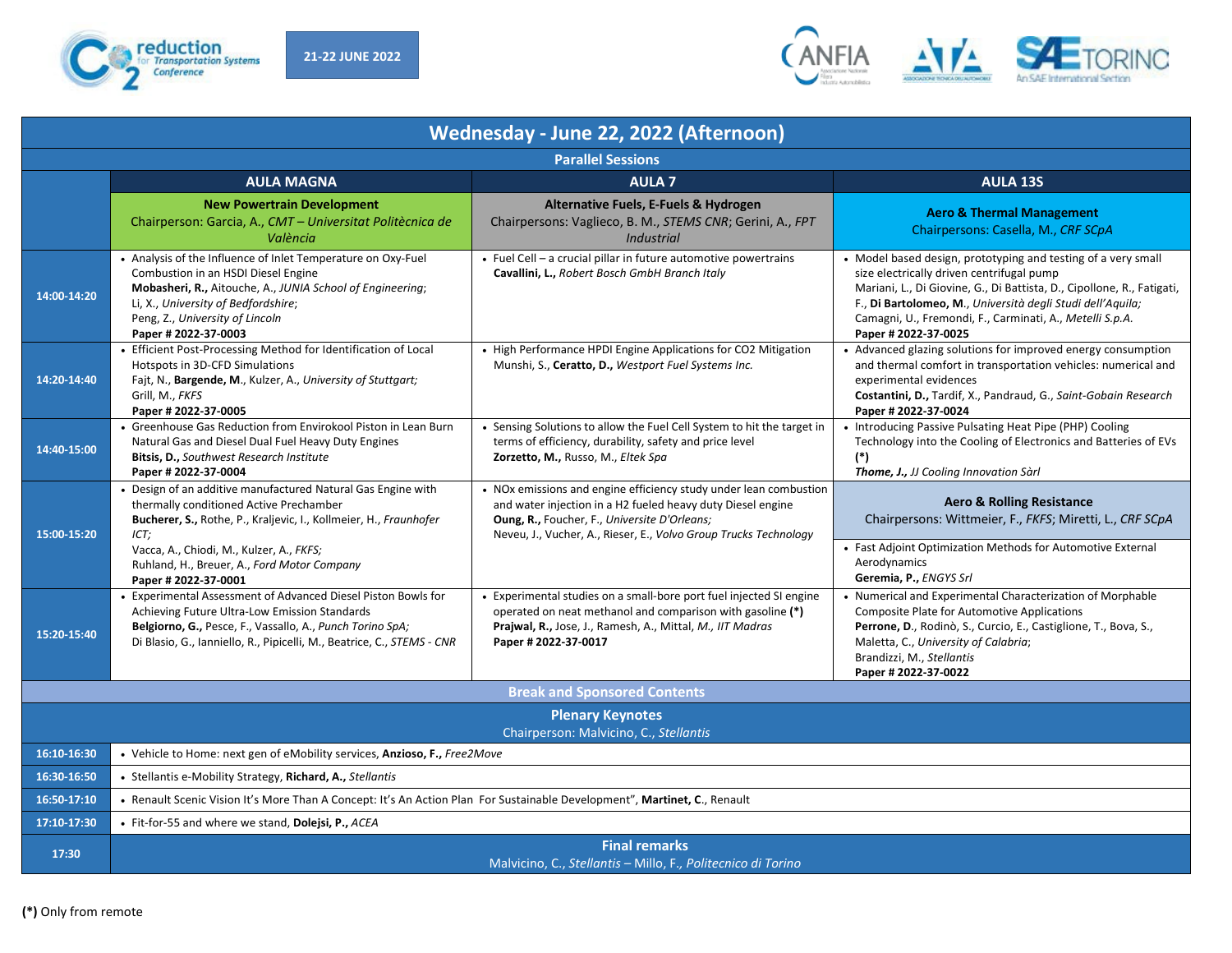21-22 JUNE 2022

# Wednesday - June 22, 2022 (Afternoon)

## Parallel Sessions

| | AULA MAGNA | AULA 7 | AULA 13S |
|---|---|---|---|
| | **New Powertrain Development**<br>Chairperson: Garcia, A., *CMT – Universitat Politècnica de València* | **Alternative Fuels, E-Fuels & Hydrogen**<br>Chairpersons: Vaglieco, B. M., *STEMS CNR*; Gerini, A., *FPT Industrial* | **Aero & Thermal Management**<br>Chairpersons: Casella, M., *CRF SCpA* |
| **14:00-14:20** | • Analysis of the Influence of Inlet Temperature on Oxy-Fuel Combustion in an HSDI Diesel Engine<br>**Mobasheri, R.**, Aitouche, A., *JUNIA School of Engineering*;<br>Li, X., *University of Bedfordshire*;<br>Peng, Z., *University of Lincoln*<br>**Paper # 2022-37-0003** | • Fuel Cell – a crucial pillar in future automotive powertrains<br>**Cavallini, L.**, *Robert Bosch GmbH Branch Italy* | • Model based design, prototyping and testing of a very small size electrically driven centrifugal pump<br>Mariani, L., Di Giovine, G., Di Battista, D., Cipollone, R., Fatigati, F., **Di Bartolomeo, M.**, *Università degli Studi dell'Aquila;*<br>Camagni, U., Fremondi, F., Carminati, A., *Metelli S.p.A.*<br>**Paper # 2022-37-0025** |
| **14:20-14:40** | • Efficient Post-Processing Method for Identification of Local Hotspots in 3D-CFD Simulations<br>Fajt, N., **Bargende, M.**, Kulzer, A., *University of Stuttgart;*<br>Grill, M., *FKFS*<br>**Paper # 2022-37-0005** | • High Performance HPDI Engine Applications for CO2 Mitigation<br>Munshi, S., **Ceratto, D.**, *Westport Fuel Systems Inc.* | • Advanced glazing solutions for improved energy consumption and thermal comfort in transportation vehicles: numerical and experimental evidences<br>**Costantini, D.**, Tardif, X., Pandraud, G., *Saint-Gobain Research*<br>**Paper # 2022-37-0024** |
| **14:40-15:00** | • Greenhouse Gas Reduction from Envirokool Piston in Lean Burn Natural Gas and Diesel Dual Fuel Heavy Duty Engines<br>**Bitsis, D.**, *Southwest Research Institute*<br>**Paper # 2022-37-0004** | • Sensing Solutions to allow the Fuel Cell System to hit the target in terms of efficiency, durability, safety and price level<br>**Zorzetto, M.**, Russo, M., *Eltek Spa* | • Introducing Passive Pulsating Heat Pipe (PHP) Cooling Technology into the Cooling of Electronics and Batteries of EVs **(*)**<br>***Thome, J.***, *JJ Cooling Innovation Sàrl* |
| | | | **Aero & Rolling Resistance**<br>Chairpersons: Wittmeier, F., *FKFS*; Miretti, L., *CRF SCpA* |
| **15:00-15:20** | • Design of an additive manufactured Natural Gas Engine with thermally conditioned Active Prechamber<br>**Bucherer, S.**, Rothe, P., Kraljevic, I., Kollmeier, H., *Fraunhofer ICT;*<br>Vacca, A., Chiodi, M., Kulzer, A., *FKFS;*<br>Ruhland, H., Breuer, A., *Ford Motor Company*<br>**Paper # 2022-37-0001** | • NOx emissions and engine efficiency study under lean combustion and water injection in a H2 fueled heavy duty Diesel engine<br>**Oung, R.**, Foucher, F., *Universite D'Orleans;*<br>Neveu, J., Vucher, A., Rieser, E., *Volvo Group Trucks Technology* | • Fast Adjoint Optimization Methods for Automotive External Aerodynamics<br>**Geremia, P.**, *ENGYS Srl* |
| **15:20-15:40** | • Experimental Assessment of Advanced Diesel Piston Bowls for Achieving Future Ultra-Low Emission Standards<br>**Belgiorno, G.**, Pesce, F., Vassallo, A., *Punch Torino SpA;*<br>Di Blasio, G., Ianniello, R., Pipicelli, M., Beatrice, C., *STEMS - CNR* | • Experimental studies on a small-bore port fuel injected SI engine operated on neat methanol and comparison with gasoline **(*)**<br>**Prajwal, R.**, Jose, J., Ramesh, A., Mittal, *M., IIT Madras*<br>**Paper # 2022-37-0017** | • Numerical and Experimental Characterization of Morphable Composite Plate for Automotive Applications<br>**Perrone, D.**, Rodinò, S., Curcio, E., Castiglione, T., Bova, S., Maletta, C., *University of Calabria*;<br>Brandizzi, M., *Stellantis*<br>**Paper # 2022-37-0022** |

**Break and Sponsored Contents**

## Plenary Keynotes

Chairperson: Malvicino, C., *Stellantis*

| | |
|---|---|
| **16:10-16:30** | • Vehicle to Home: next gen of eMobility services, **Anzioso, F.**, *Free2Move* |
| **16:30-16:50** | • Stellantis e-Mobility Strategy, **Richard, A.**, *Stellantis* |
| **16:50-17:10** | • Renault Scenic Vision It's More Than A Concept: It's An Action Plan For Sustainable Development", **Martinet, C.**, Renault |
| **17:10-17:30** | • Fit-for-55 and where we stand, **Dolejsi, P.**, *ACEA* |
| **17:30** | **Final remarks**<br>Malvicino, C., *Stellantis* – Millo, F., *Politecnico di Torino* |

**(*)** Only from remote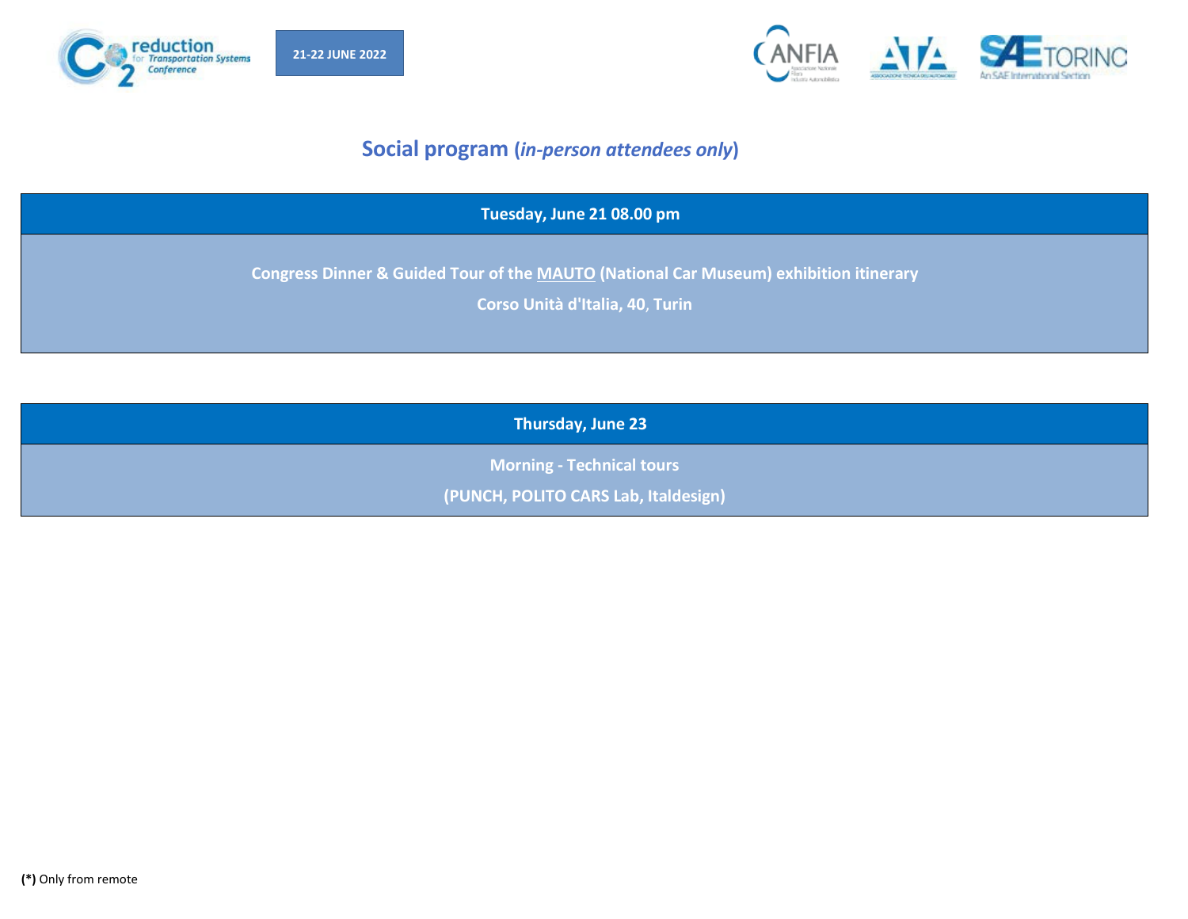## Social program (*in-person attendees only*)

| Tuesday, June 21 08.00 pm |
|---|
| **Congress Dinner & Guided Tour of the MAUTO (National Car Museum) exhibition itinerary** |
| **Corso Unità d'Italia, 40, Turin** |

| Thursday, June 23 |
|---|
| **Morning - Technical tours** |
| **(PUNCH, POLITO CARS Lab, Italdesign)** |

**(*)** Only from remote